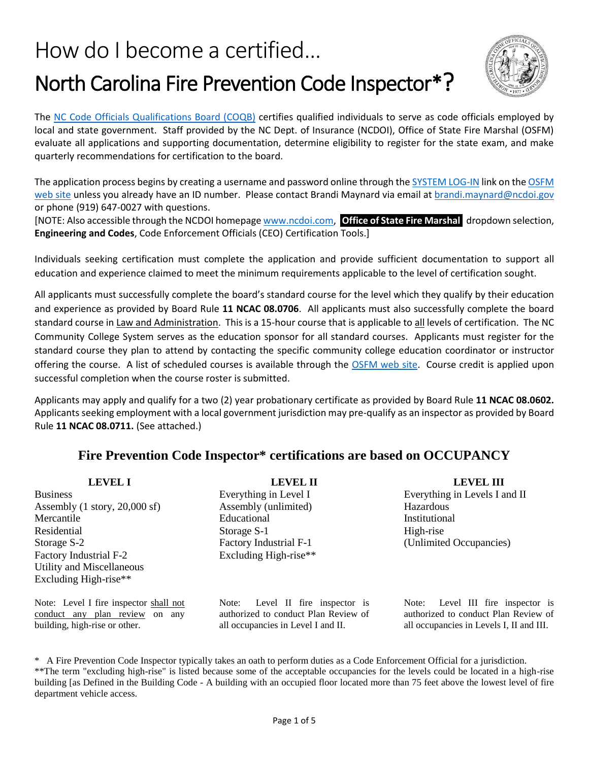# How do I become a certified…

# North Carolina Fire Prevention Code Inspector*?

The NC Code Officials Qualifications Board (COQB) certifies qualified individuals to serve as code officials employed by local and state government. Staff provided by the NC Dept. of Insurance (NCDOI), Office of State Fire Marshal (OSFM) evaluate all applications and supporting documentation, determine eligibility to register for the state exam, and make quarterly recommendations for certification to the board.

The application process begins by creating a username and password online through the SYSTEM LOG-IN link on the OSFM web site unless you already have an ID number. Please contact Brandi Maynard via email at brandi.maynard@ncdoi.gov or phone (919) 647-0027 with questions.
[NOTE: Also accessible through the NCDOI homepage www.ncdoi.com, **Office of State Fire Marshal** dropdown selection, **Engineering and Codes**, Code Enforcement Officials (CEO) Certification Tools.]

Individuals seeking certification must complete the application and provide sufficient documentation to support all education and experience claimed to meet the minimum requirements applicable to the level of certification sought.

All applicants must successfully complete the board's standard course for the level which they qualify by their education and experience as provided by Board Rule **11 NCAC 08.0706**. All applicants must also successfully complete the board standard course in Law and Administration. This is a 15-hour course that is applicable to all levels of certification. The NC Community College System serves as the education sponsor for all standard courses. Applicants must register for the standard course they plan to attend by contacting the specific community college education coordinator or instructor offering the course. A list of scheduled courses is available through the OSFM web site. Course credit is applied upon successful completion when the course roster is submitted.

Applicants may apply and qualify for a two (2) year probationary certificate as provided by Board Rule **11 NCAC 08.0602.** Applicants seeking employment with a local government jurisdiction may pre-qualify as an inspector as provided by Board Rule **11 NCAC 08.0711.** (See attached.)

## Fire Prevention Code Inspector* certifications are based on OCCUPANCY

| LEVEL I | LEVEL II | LEVEL III |
|---|---|---|
| Business<br>Assembly (1 story, 20,000 sf)<br>Mercantile<br>Residential<br>Storage S-2<br>Factory Industrial F-2<br>Utility and Miscellaneous<br>Excluding High-rise** | Everything in Level I<br>Assembly (unlimited)<br>Educational<br>Storage S-1<br>Factory Industrial F-1<br>Excluding High-rise** | Everything in Levels I and II<br>Hazardous<br>Institutional<br>High-rise<br>(Unlimited Occupancies) |
| Note: Level I fire inspector shall not conduct any plan review on any building, high-rise or other. | Note: Level II fire inspector is authorized to conduct Plan Review of all occupancies in Level I and II. | Note: Level III fire inspector is authorized to conduct Plan Review of all occupancies in Levels I, II and III. |

\* A Fire Prevention Code Inspector typically takes an oath to perform duties as a Code Enforcement Official for a jurisdiction.
**The term "excluding high-rise" is listed because some of the acceptable occupancies for the levels could be located in a high-rise building [as Defined in the Building Code - A building with an occupied floor located more than 75 feet above the lowest level of fire department vehicle access.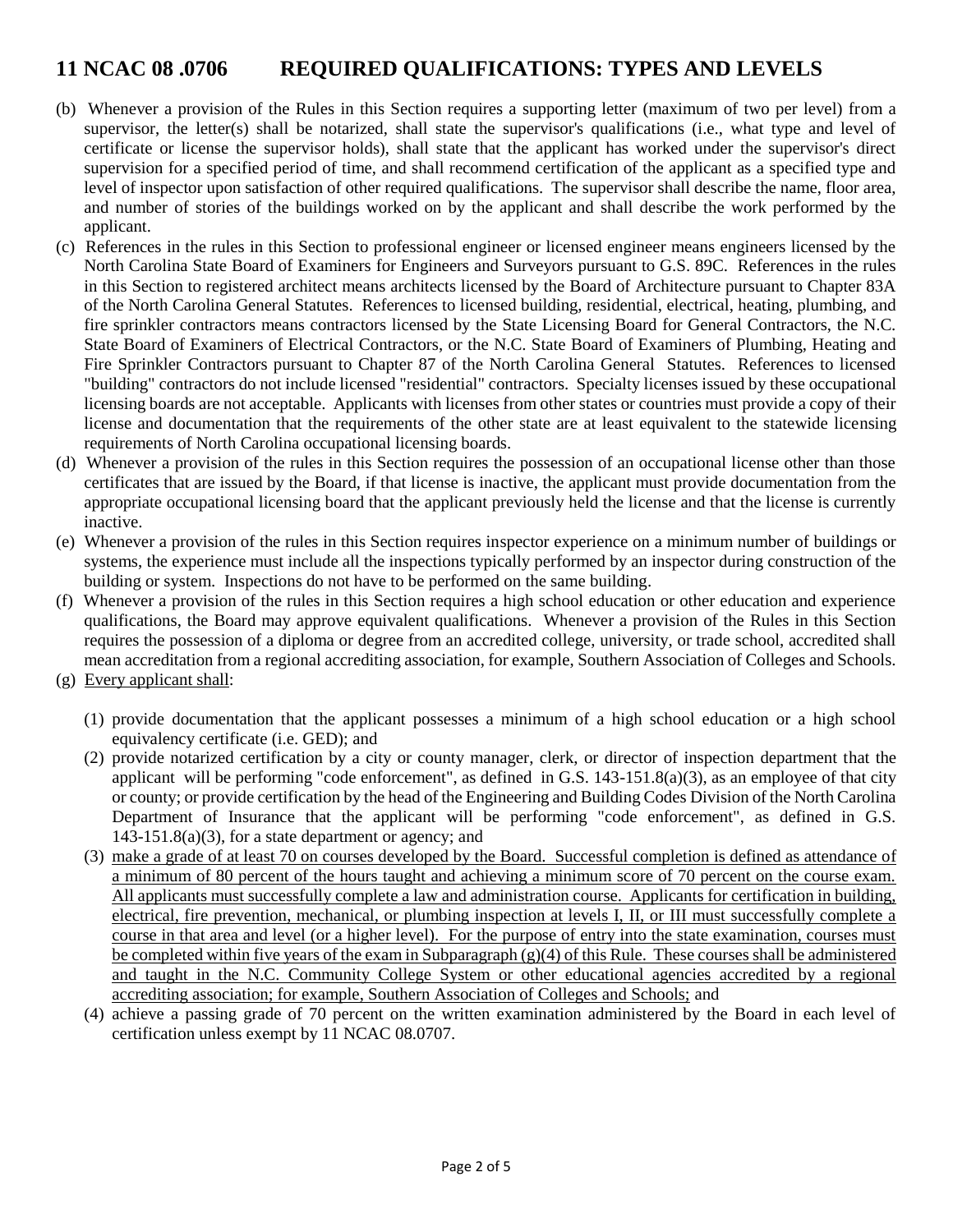# 11 NCAC 08 .0706 REQUIRED QUALIFICATIONS: TYPES AND LEVELS

(b) Whenever a provision of the Rules in this Section requires a supporting letter (maximum of two per level) from a supervisor, the letter(s) shall be notarized, shall state the supervisor's qualifications (i.e., what type and level of certificate or license the supervisor holds), shall state that the applicant has worked under the supervisor's direct supervision for a specified period of time, and shall recommend certification of the applicant as a specified type and level of inspector upon satisfaction of other required qualifications. The supervisor shall describe the name, floor area, and number of stories of the buildings worked on by the applicant and shall describe the work performed by the applicant.

(c) References in the rules in this Section to professional engineer or licensed engineer means engineers licensed by the North Carolina State Board of Examiners for Engineers and Surveyors pursuant to G.S. 89C. References in the rules in this Section to registered architect means architects licensed by the Board of Architecture pursuant to Chapter 83A of the North Carolina General Statutes. References to licensed building, residential, electrical, heating, plumbing, and fire sprinkler contractors means contractors licensed by the State Licensing Board for General Contractors, the N.C. State Board of Examiners of Electrical Contractors, or the N.C. State Board of Examiners of Plumbing, Heating and Fire Sprinkler Contractors pursuant to Chapter 87 of the North Carolina General Statutes. References to licensed "building" contractors do not include licensed "residential" contractors. Specialty licenses issued by these occupational licensing boards are not acceptable. Applicants with licenses from other states or countries must provide a copy of their license and documentation that the requirements of the other state are at least equivalent to the statewide licensing requirements of North Carolina occupational licensing boards.

(d) Whenever a provision of the rules in this Section requires the possession of an occupational license other than those certificates that are issued by the Board, if that license is inactive, the applicant must provide documentation from the appropriate occupational licensing board that the applicant previously held the license and that the license is currently inactive.

(e) Whenever a provision of the rules in this Section requires inspector experience on a minimum number of buildings or systems, the experience must include all the inspections typically performed by an inspector during construction of the building or system. Inspections do not have to be performed on the same building.

(f) Whenever a provision of the rules in this Section requires a high school education or other education and experience qualifications, the Board may approve equivalent qualifications. Whenever a provision of the Rules in this Section requires the possession of a diploma or degree from an accredited college, university, or trade school, accredited shall mean accreditation from a regional accrediting association, for example, Southern Association of Colleges and Schools.

(g) Every applicant shall:

(1) provide documentation that the applicant possesses a minimum of a high school education or a high school equivalency certificate (i.e. GED); and

(2) provide notarized certification by a city or county manager, clerk, or director of inspection department that the applicant will be performing "code enforcement", as defined in G.S. 143-151.8(a)(3), as an employee of that city or county; or provide certification by the head of the Engineering and Building Codes Division of the North Carolina Department of Insurance that the applicant will be performing "code enforcement", as defined in G.S. 143-151.8(a)(3), for a state department or agency; and

(3) make a grade of at least 70 on courses developed by the Board. Successful completion is defined as attendance of a minimum of 80 percent of the hours taught and achieving a minimum score of 70 percent on the course exam. All applicants must successfully complete a law and administration course. Applicants for certification in building, electrical, fire prevention, mechanical, or plumbing inspection at levels I, II, or III must successfully complete a course in that area and level (or a higher level). For the purpose of entry into the state examination, courses must be completed within five years of the exam in Subparagraph (g)(4) of this Rule. These courses shall be administered and taught in the N.C. Community College System or other educational agencies accredited by a regional accrediting association; for example, Southern Association of Colleges and Schools; and

(4) achieve a passing grade of 70 percent on the written examination administered by the Board in each level of certification unless exempt by 11 NCAC 08.0707.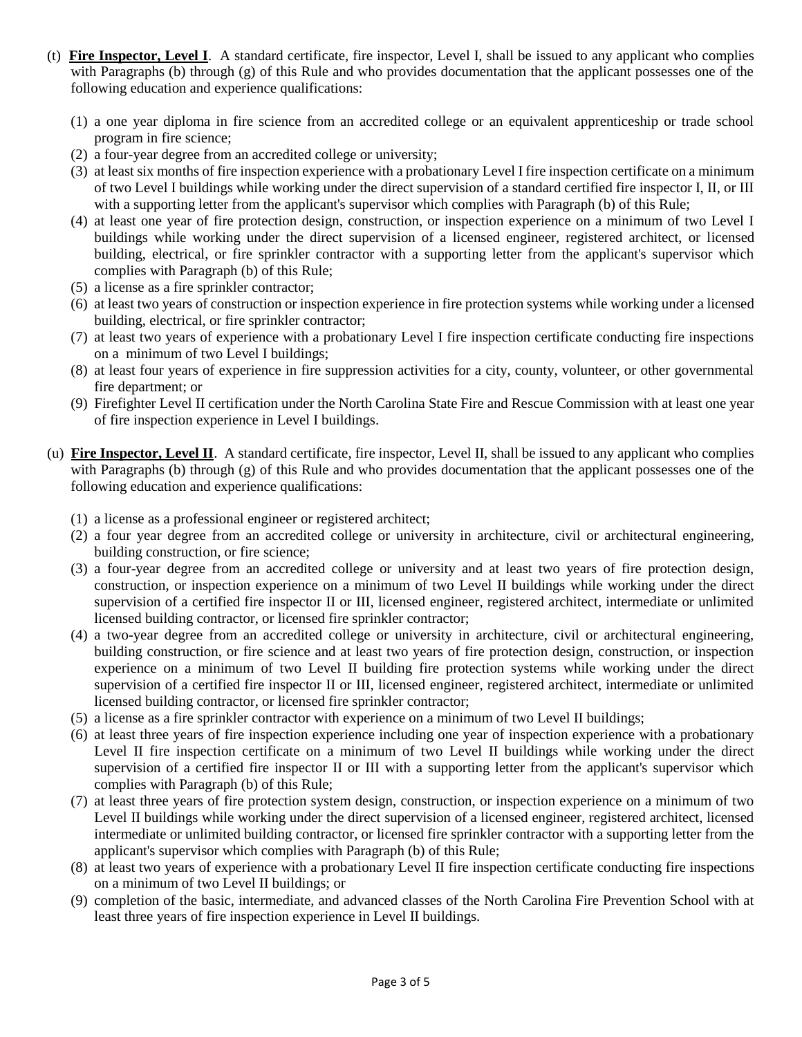(t) **Fire Inspector, Level I**. A standard certificate, fire inspector, Level I, shall be issued to any applicant who complies with Paragraphs (b) through (g) of this Rule and who provides documentation that the applicant possesses one of the following education and experience qualifications:

(1) a one year diploma in fire science from an accredited college or an equivalent apprenticeship or trade school program in fire science;
(2) a four-year degree from an accredited college or university;
(3) at least six months of fire inspection experience with a probationary Level I fire inspection certificate on a minimum of two Level I buildings while working under the direct supervision of a standard certified fire inspector I, II, or III with a supporting letter from the applicant's supervisor which complies with Paragraph (b) of this Rule;
(4) at least one year of fire protection design, construction, or inspection experience on a minimum of two Level I buildings while working under the direct supervision of a licensed engineer, registered architect, or licensed building, electrical, or fire sprinkler contractor with a supporting letter from the applicant's supervisor which complies with Paragraph (b) of this Rule;
(5) a license as a fire sprinkler contractor;
(6) at least two years of construction or inspection experience in fire protection systems while working under a licensed building, electrical, or fire sprinkler contractor;
(7) at least two years of experience with a probationary Level I fire inspection certificate conducting fire inspections on a minimum of two Level I buildings;
(8) at least four years of experience in fire suppression activities for a city, county, volunteer, or other governmental fire department; or
(9) Firefighter Level II certification under the North Carolina State Fire and Rescue Commission with at least one year of fire inspection experience in Level I buildings.

(u) **Fire Inspector, Level II**. A standard certificate, fire inspector, Level II, shall be issued to any applicant who complies with Paragraphs (b) through (g) of this Rule and who provides documentation that the applicant possesses one of the following education and experience qualifications:

(1) a license as a professional engineer or registered architect;
(2) a four year degree from an accredited college or university in architecture, civil or architectural engineering, building construction, or fire science;
(3) a four-year degree from an accredited college or university and at least two years of fire protection design, construction, or inspection experience on a minimum of two Level II buildings while working under the direct supervision of a certified fire inspector II or III, licensed engineer, registered architect, intermediate or unlimited licensed building contractor, or licensed fire sprinkler contractor;
(4) a two-year degree from an accredited college or university in architecture, civil or architectural engineering, building construction, or fire science and at least two years of fire protection design, construction, or inspection experience on a minimum of two Level II building fire protection systems while working under the direct supervision of a certified fire inspector II or III, licensed engineer, registered architect, intermediate or unlimited licensed building contractor, or licensed fire sprinkler contractor;
(5) a license as a fire sprinkler contractor with experience on a minimum of two Level II buildings;
(6) at least three years of fire inspection experience including one year of inspection experience with a probationary Level II fire inspection certificate on a minimum of two Level II buildings while working under the direct supervision of a certified fire inspector II or III with a supporting letter from the applicant's supervisor which complies with Paragraph (b) of this Rule;
(7) at least three years of fire protection system design, construction, or inspection experience on a minimum of two Level II buildings while working under the direct supervision of a licensed engineer, registered architect, licensed intermediate or unlimited building contractor, or licensed fire sprinkler contractor with a supporting letter from the applicant's supervisor which complies with Paragraph (b) of this Rule;
(8) at least two years of experience with a probationary Level II fire inspection certificate conducting fire inspections on a minimum of two Level II buildings; or
(9) completion of the basic, intermediate, and advanced classes of the North Carolina Fire Prevention School with at least three years of fire inspection experience in Level II buildings.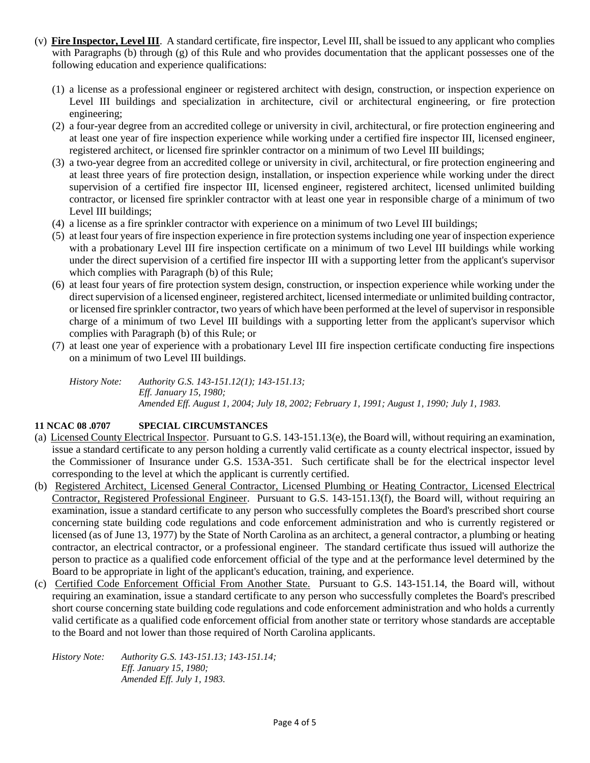(v) **Fire Inspector, Level III**. A standard certificate, fire inspector, Level III, shall be issued to any applicant who complies with Paragraphs (b) through (g) of this Rule and who provides documentation that the applicant possesses one of the following education and experience qualifications:

(1) a license as a professional engineer or registered architect with design, construction, or inspection experience on Level III buildings and specialization in architecture, civil or architectural engineering, or fire protection engineering;

(2) a four-year degree from an accredited college or university in civil, architectural, or fire protection engineering and at least one year of fire inspection experience while working under a certified fire inspector III, licensed engineer, registered architect, or licensed fire sprinkler contractor on a minimum of two Level III buildings;

(3) a two-year degree from an accredited college or university in civil, architectural, or fire protection engineering and at least three years of fire protection design, installation, or inspection experience while working under the direct supervision of a certified fire inspector III, licensed engineer, registered architect, licensed unlimited building contractor, or licensed fire sprinkler contractor with at least one year in responsible charge of a minimum of two Level III buildings;

(4) a license as a fire sprinkler contractor with experience on a minimum of two Level III buildings;

(5) at least four years of fire inspection experience in fire protection systems including one year of inspection experience with a probationary Level III fire inspection certificate on a minimum of two Level III buildings while working under the direct supervision of a certified fire inspector III with a supporting letter from the applicant's supervisor which complies with Paragraph (b) of this Rule;

(6) at least four years of fire protection system design, construction, or inspection experience while working under the direct supervision of a licensed engineer, registered architect, licensed intermediate or unlimited building contractor, or licensed fire sprinkler contractor, two years of which have been performed at the level of supervisor in responsible charge of a minimum of two Level III buildings with a supporting letter from the applicant's supervisor which complies with Paragraph (b) of this Rule; or

(7) at least one year of experience with a probationary Level III fire inspection certificate conducting fire inspections on a minimum of two Level III buildings.

*History Note: Authority G.S. 143-151.12(1); 143-151.13;*
*Eff. January 15, 1980;*
*Amended Eff. August 1, 2004; July 18, 2002; February 1, 1991; August 1, 1990; July 1, 1983.*

**11 NCAC 08 .0707 SPECIAL CIRCUMSTANCES**

(a) Licensed County Electrical Inspector. Pursuant to G.S. 143-151.13(e), the Board will, without requiring an examination, issue a standard certificate to any person holding a currently valid certificate as a county electrical inspector, issued by the Commissioner of Insurance under G.S. 153A-351. Such certificate shall be for the electrical inspector level corresponding to the level at which the applicant is currently certified.

(b) Registered Architect, Licensed General Contractor, Licensed Plumbing or Heating Contractor, Licensed Electrical Contractor, Registered Professional Engineer. Pursuant to G.S. 143-151.13(f), the Board will, without requiring an examination, issue a standard certificate to any person who successfully completes the Board's prescribed short course concerning state building code regulations and code enforcement administration and who is currently registered or licensed (as of June 13, 1977) by the State of North Carolina as an architect, a general contractor, a plumbing or heating contractor, an electrical contractor, or a professional engineer. The standard certificate thus issued will authorize the person to practice as a qualified code enforcement official of the type and at the performance level determined by the Board to be appropriate in light of the applicant's education, training, and experience.

(c) Certified Code Enforcement Official From Another State. Pursuant to G.S. 143-151.14, the Board will, without requiring an examination, issue a standard certificate to any person who successfully completes the Board's prescribed short course concerning state building code regulations and code enforcement administration and who holds a currently valid certificate as a qualified code enforcement official from another state or territory whose standards are acceptable to the Board and not lower than those required of North Carolina applicants.

*History Note: Authority G.S. 143-151.13; 143-151.14;*
*Eff. January 15, 1980;*
*Amended Eff. July 1, 1983.*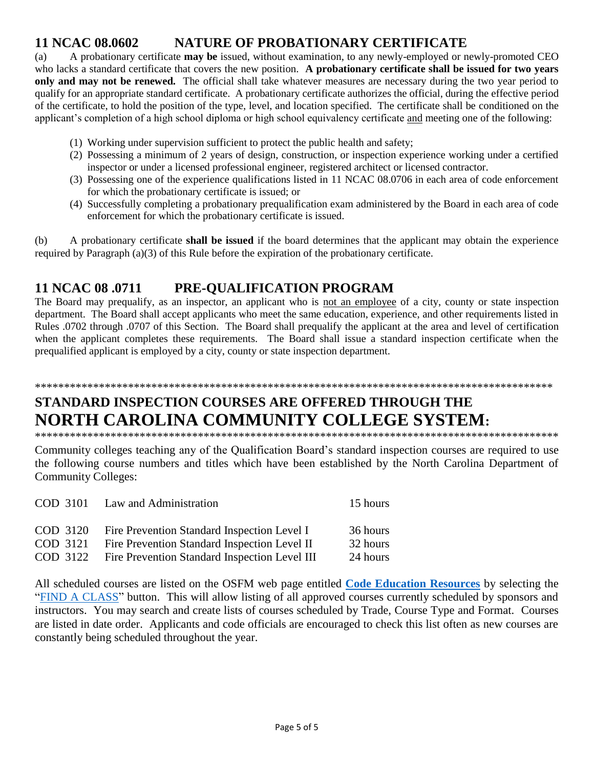## 11 NCAC 08.0602 NATURE OF PROBATIONARY CERTIFICATE

(a) A probationary certificate **may be** issued, without examination, to any newly-employed or newly-promoted CEO who lacks a standard certificate that covers the new position. **A probationary certificate shall be issued for two years only and may not be renewed.** The official shall take whatever measures are necessary during the two year period to qualify for an appropriate standard certificate. A probationary certificate authorizes the official, during the effective period of the certificate, to hold the position of the type, level, and location specified. The certificate shall be conditioned on the applicant's completion of a high school diploma or high school equivalency certificate and meeting one of the following:

(1) Working under supervision sufficient to protect the public health and safety;
(2) Possessing a minimum of 2 years of design, construction, or inspection experience working under a certified inspector or under a licensed professional engineer, registered architect or licensed contractor.
(3) Possessing one of the experience qualifications listed in 11 NCAC 08.0706 in each area of code enforcement for which the probationary certificate is issued; or
(4) Successfully completing a probationary prequalification exam administered by the Board in each area of code enforcement for which the probationary certificate is issued.

(b) A probationary certificate **shall be issued** if the board determines that the applicant may obtain the experience required by Paragraph (a)(3) of this Rule before the expiration of the probationary certificate.

## 11 NCAC 08 .0711 PRE-QUALIFICATION PROGRAM

The Board may prequalify, as an inspector, an applicant who is not an employee of a city, county or state inspection department. The Board shall accept applicants who meet the same education, experience, and other requirements listed in Rules .0702 through .0707 of this Section. The Board shall prequalify the applicant at the area and level of certification when the applicant completes these requirements. The Board shall issue a standard inspection certificate when the prequalified applicant is employed by a city, county or state inspection department.

*****************************************************************************************

## STANDARD INSPECTION COURSES ARE OFFERED THROUGH THE NORTH CAROLINA COMMUNITY COLLEGE SYSTEM:

*****************************************************************************************

Community colleges teaching any of the Qualification Board's standard inspection courses are required to use the following course numbers and titles which have been established by the North Carolina Department of Community Colleges:

| | | |
|---|---|---|
| COD 3101 | Law and Administration | 15 hours |
| COD 3120 | Fire Prevention Standard Inspection Level I | 36 hours |
| COD 3121 | Fire Prevention Standard Inspection Level II | 32 hours |
| COD 3122 | Fire Prevention Standard Inspection Level III | 24 hours |

All scheduled courses are listed on the OSFM web page entitled **Code Education Resources** by selecting the "FIND A CLASS" button. This will allow listing of all approved courses currently scheduled by sponsors and instructors. You may search and create lists of courses scheduled by Trade, Course Type and Format. Courses are listed in date order. Applicants and code officials are encouraged to check this list often as new courses are constantly being scheduled throughout the year.